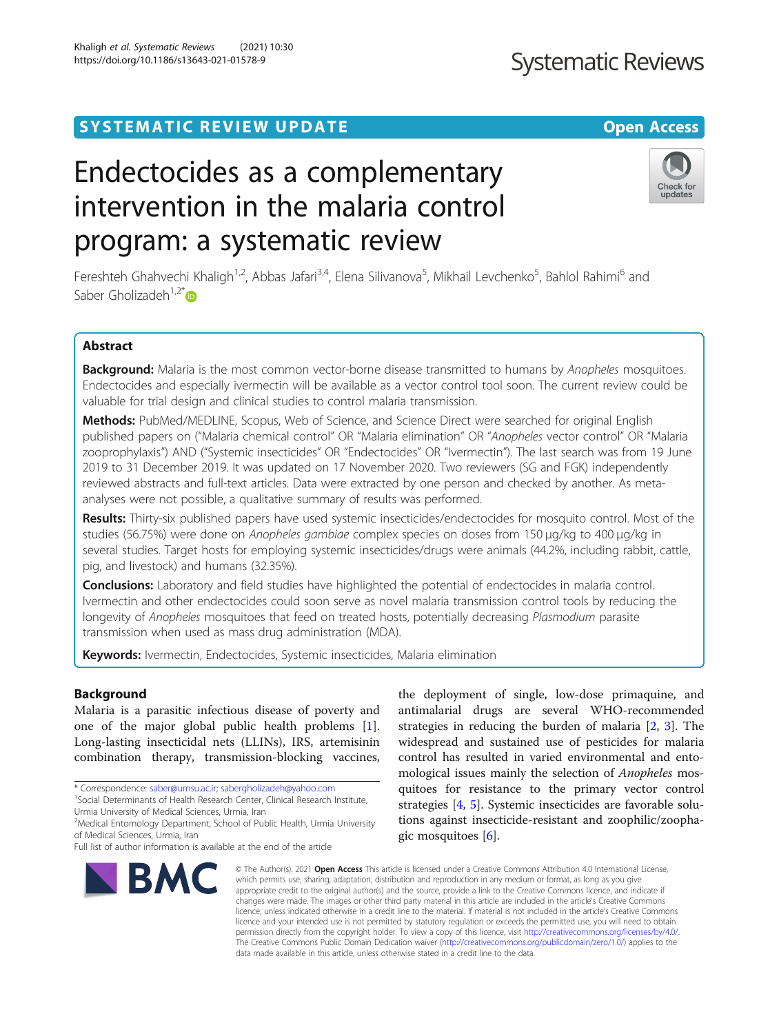SYSTEMATIC REVIEW UPDATE

Open Access

# Endectocides as a complementary intervention in the malaria control program: a systematic review

Fereshteh Ghahvechi Khaligh[1,2], Abbas Jafari[3,4], Elena Silivanova[5], Mikhail Levchenko[5], Bahlol Rahimi[6] and Saber Gholizadeh[1,2*]

## Abstract

**Background:** Malaria is the most common vector-borne disease transmitted to humans by *Anopheles* mosquitoes. Endectocides and especially ivermectin will be available as a vector control tool soon. The current review could be valuable for trial design and clinical studies to control malaria transmission.

**Methods:** PubMed/MEDLINE, Scopus, Web of Science, and Science Direct were searched for original English published papers on ("Malaria chemical control" OR "Malaria elimination" OR "*Anopheles* vector control" OR "Malaria zooprophylaxis") AND ("Systemic insecticides" OR "Endectocides" OR "Ivermectin"). The last search was from 19 June 2019 to 31 December 2019. It was updated on 17 November 2020. Two reviewers (SG and FGK) independently reviewed abstracts and full-text articles. Data were extracted by one person and checked by another. As meta-analyses were not possible, a qualitative summary of results was performed.

**Results:** Thirty-six published papers have used systemic insecticides/endectocides for mosquito control. Most of the studies (56.75%) were done on *Anopheles gambiae* complex species on doses from 150 μg/kg to 400 μg/kg in several studies. Target hosts for employing systemic insecticides/drugs were animals (44.2%, including rabbit, cattle, pig, and livestock) and humans (32.35%).

**Conclusions:** Laboratory and field studies have highlighted the potential of endectocides in malaria control. Ivermectin and other endectocides could soon serve as novel malaria transmission control tools by reducing the longevity of *Anopheles* mosquitoes that feed on treated hosts, potentially decreasing *Plasmodium* parasite transmission when used as mass drug administration (MDA).

**Keywords:** Ivermectin, Endectocides, Systemic insecticides, Malaria elimination

## Background

Malaria is a parasitic infectious disease of poverty and one of the major global public health problems [1]. Long-lasting insecticidal nets (LLINs), IRS, artemisinin combination therapy, transmission-blocking vaccines, the deployment of single, low-dose primaquine, and antimalarial drugs are several WHO-recommended strategies in reducing the burden of malaria [2, 3]. The widespread and sustained use of pesticides for malaria control has resulted in varied environmental and entomological issues mainly the selection of *Anopheles* mosquitoes for resistance to the primary vector control strategies [4, 5]. Systemic insecticides are favorable solutions against insecticide-resistant and zoophilic/zoophagic mosquitoes [6].

* Correspondence: saber@umsu.ac.ir; sabergholizadeh@yahoo.com
[1]Social Determinants of Health Research Center, Clinical Research Institute, Urmia University of Medical Sciences, Urmia, Iran
[2]Medical Entomology Department, School of Public Health, Urmia University of Medical Sciences, Urmia, Iran
Full list of author information is available at the end of the article

© The Author(s). 2021 **Open Access** This article is licensed under a Creative Commons Attribution 4.0 International License, which permits use, sharing, adaptation, distribution and reproduction in any medium or format, as long as you give appropriate credit to the original author(s) and the source, provide a link to the Creative Commons licence, and indicate if changes were made. The images or other third party material in this article are included in the article's Creative Commons licence, unless indicated otherwise in a credit line to the material. If material is not included in the article's Creative Commons licence and your intended use is not permitted by statutory regulation or exceeds the permitted use, you will need to obtain permission directly from the copyright holder. To view a copy of this licence, visit http://creativecommons.org/licenses/by/4.0/. The Creative Commons Public Domain Dedication waiver (http://creativecommons.org/publicdomain/zero/1.0/) applies to the data made available in this article, unless otherwise stated in a credit line to the data.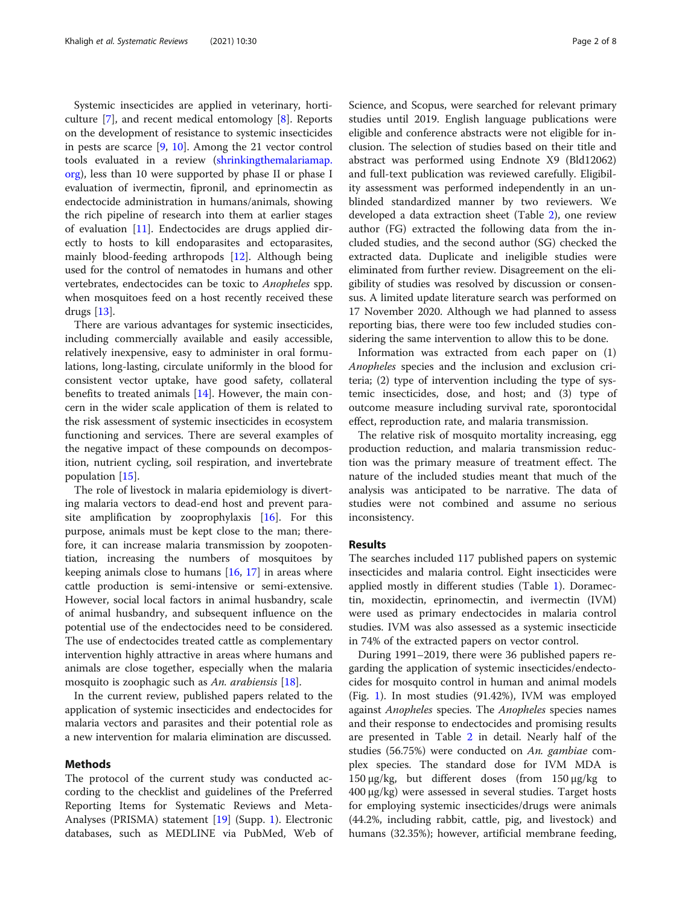Systemic insecticides are applied in veterinary, horticulture [7], and recent medical entomology [8]. Reports on the development of resistance to systemic insecticides in pests are scarce [9, 10]. Among the 21 vector control tools evaluated in a review (shrinkingthemalariamap.org), less than 10 were supported by phase II or phase I evaluation of ivermectin, fipronil, and eprinomectin as endectocide administration in humans/animals, showing the rich pipeline of research into them at earlier stages of evaluation [11]. Endectocides are drugs applied directly to hosts to kill endoparasites and ectoparasites, mainly blood-feeding arthropods [12]. Although being used for the control of nematodes in humans and other vertebrates, endectocides can be toxic to *Anopheles* spp. when mosquitoes feed on a host recently received these drugs [13].

There are various advantages for systemic insecticides, including commercially available and easily accessible, relatively inexpensive, easy to administer in oral formulations, long-lasting, circulate uniformly in the blood for consistent vector uptake, have good safety, collateral benefits to treated animals [14]. However, the main concern in the wider scale application of them is related to the risk assessment of systemic insecticides in ecosystem functioning and services. There are several examples of the negative impact of these compounds on decomposition, nutrient cycling, soil respiration, and invertebrate population [15].

The role of livestock in malaria epidemiology is diverting malaria vectors to dead-end host and prevent parasite amplification by zooprophylaxis [16]. For this purpose, animals must be kept close to the man; therefore, it can increase malaria transmission by zoopotentiation, increasing the numbers of mosquitoes by keeping animals close to humans [16, 17] in areas where cattle production is semi-intensive or semi-extensive. However, social local factors in animal husbandry, scale of animal husbandry, and subsequent influence on the potential use of the endectocides need to be considered. The use of endectocides treated cattle as complementary intervention highly attractive in areas where humans and animals are close together, especially when the malaria mosquito is zoophagic such as *An. arabiensis* [18].

In the current review, published papers related to the application of systemic insecticides and endectocides for malaria vectors and parasites and their potential role as a new intervention for malaria elimination are discussed.

## Methods

The protocol of the current study was conducted according to the checklist and guidelines of the Preferred Reporting Items for Systematic Reviews and Meta-Analyses (PRISMA) statement [19] (Supp. 1). Electronic databases, such as MEDLINE via PubMed, Web of Science, and Scopus, were searched for relevant primary studies until 2019. English language publications were eligible and conference abstracts were not eligible for inclusion. The selection of studies based on their title and abstract was performed using Endnote X9 (Bld12062) and full-text publication was reviewed carefully. Eligibility assessment was performed independently in an unblinded standardized manner by two reviewers. We developed a data extraction sheet (Table 2), one review author (FG) extracted the following data from the included studies, and the second author (SG) checked the extracted data. Duplicate and ineligible studies were eliminated from further review. Disagreement on the eligibility of studies was resolved by discussion or consensus. A limited update literature search was performed on 17 November 2020. Although we had planned to assess reporting bias, there were too few included studies considering the same intervention to allow this to be done.

Information was extracted from each paper on (1) *Anopheles* species and the inclusion and exclusion criteria; (2) type of intervention including the type of systemic insecticides, dose, and host; and (3) type of outcome measure including survival rate, sporontocidal effect, reproduction rate, and malaria transmission.

The relative risk of mosquito mortality increasing, egg production reduction, and malaria transmission reduction was the primary measure of treatment effect. The nature of the included studies meant that much of the analysis was anticipated to be narrative. The data of studies were not combined and assume no serious inconsistency.

## Results

The searches included 117 published papers on systemic insecticides and malaria control. Eight insecticides were applied mostly in different studies (Table 1). Doramectin, moxidectin, eprinomectin, and ivermectin (IVM) were used as primary endectocides in malaria control studies. IVM was also assessed as a systemic insecticide in 74% of the extracted papers on vector control.

During 1991–2019, there were 36 published papers regarding the application of systemic insecticides/endectocides for mosquito control in human and animal models (Fig. 1). In most studies (91.42%), IVM was employed against *Anopheles* species. The *Anopheles* species names and their response to endectocides and promising results are presented in Table 2 in detail. Nearly half of the studies (56.75%) were conducted on *An. gambiae* complex species. The standard dose for IVM MDA is 150 μg/kg, but different doses (from 150 μg/kg to 400 μg/kg) were assessed in several studies. Target hosts for employing systemic insecticides/drugs were animals (44.2%, including rabbit, cattle, pig, and livestock) and humans (32.35%); however, artificial membrane feeding,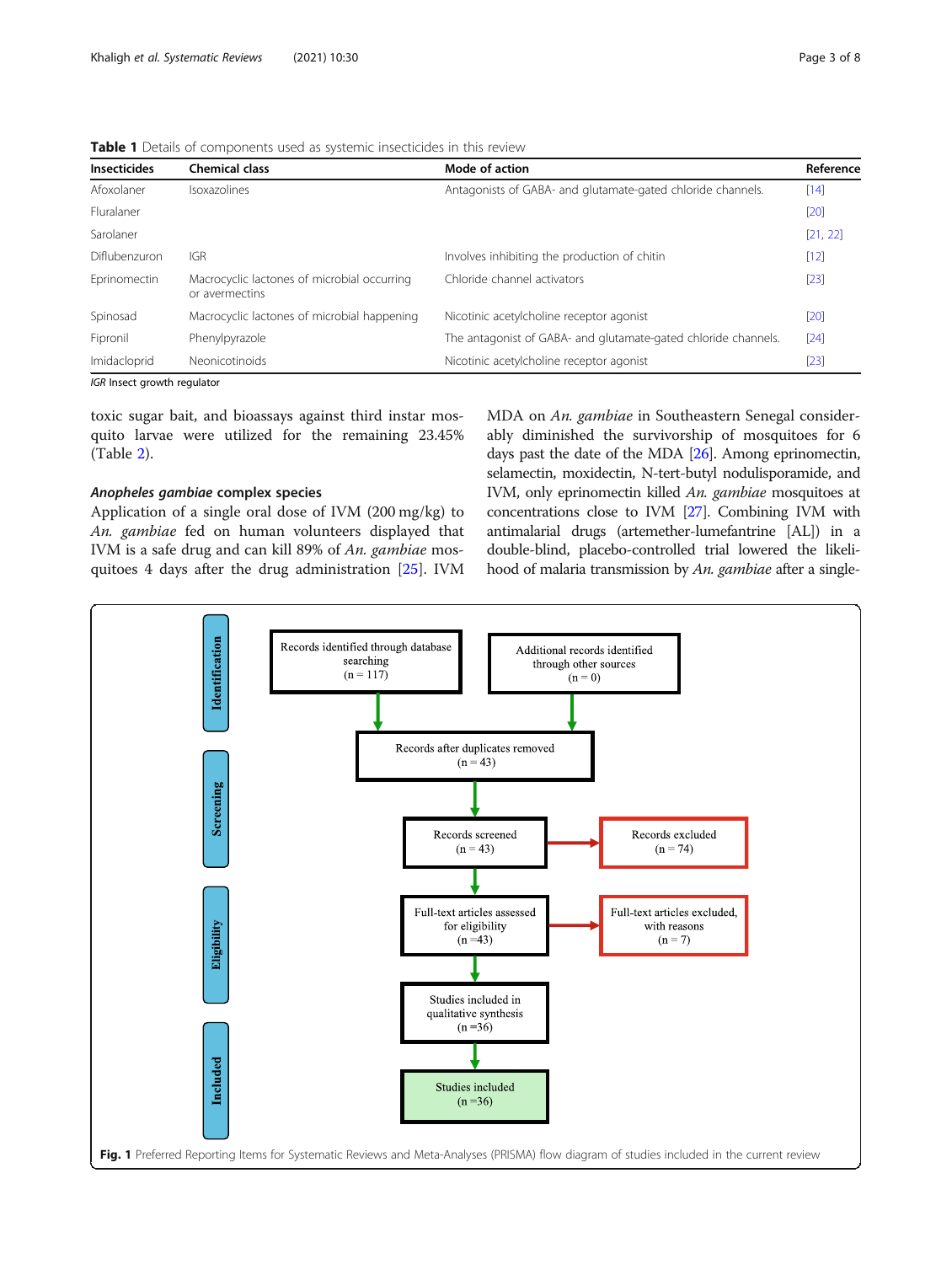**Table 1** Details of components used as systemic insecticides in this review

| Insecticides | Chemical class | Mode of action | Reference |
|---|---|---|---|
| Afoxolaner | Isoxazolines | Antagonists of GABA- and glutamate-gated chloride channels. | [14] |
| Fluralaner | | | [20] |
| Sarolaner | | | [21, 22] |
| Diflubenzuron | IGR | Involves inhibiting the production of chitin | [12] |
| Eprinomectin | Macrocyclic lactones of microbial occurring or avermectins | Chloride channel activators | [23] |
| Spinosad | Macrocyclic lactones of microbial happening | Nicotinic acetylcholine receptor agonist | [20] |
| Fipronil | Phenylpyrazole | The antagonist of GABA- and glutamate-gated chloride channels. | [24] |
| Imidacloprid | Neonicotinoids | Nicotinic acetylcholine receptor agonist | [23] |

*IGR* Insect growth regulator

toxic sugar bait, and bioassays against third instar mosquito larvae were utilized for the remaining 23.45% (Table 2).

#### *Anopheles gambiae* complex species

Application of a single oral dose of IVM (200 mg/kg) to *An. gambiae* fed on human volunteers displayed that IVM is a safe drug and can kill 89% of *An. gambiae* mosquitoes 4 days after the drug administration [25]. IVM MDA on *An. gambiae* in Southeastern Senegal considerably diminished the survivorship of mosquitoes for 6 days past the date of the MDA [26]. Among eprinomectin, selamectin, moxidectin, N-tert-butyl nodulisporamide, and IVM, only eprinomectin killed *An. gambiae* mosquitoes at concentrations close to IVM [27]. Combining IVM with antimalarial drugs (artemether-lumefantrine [AL]) in a double-blind, placebo-controlled trial lowered the likelihood of malaria transmission by *An. gambiae* after a single-

Identification

Records identified through database searching (n = 117)

Additional records identified through other sources (n = 0)

Screening

Records after duplicates removed (n = 43)

Records screened (n = 43)

Records excluded (n = 74)

Eligibility

Full-text articles assessed for eligibility (n =43)

Full-text articles excluded, with reasons (n = 7)

Studies included in qualitative synthesis (n =36)

Included

Studies included (n =36)

**Fig. 1** Preferred Reporting Items for Systematic Reviews and Meta-Analyses (PRISMA) flow diagram of studies included in the current review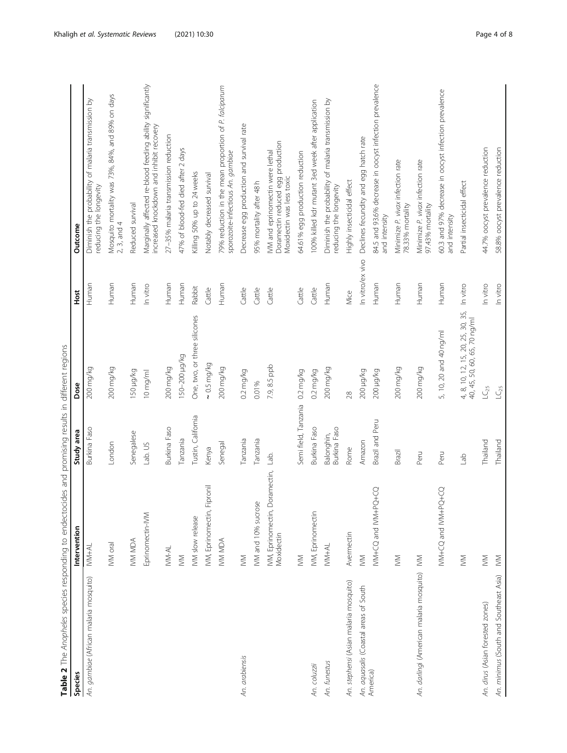**Table 2** The *Anopheles* species responding to endectocides and promising results in different regions

| Species | Intervention | Study area | Dose | Host | Outcome |
|---|---|---|---|---|---|
| *An. gambiae* (African malaria mosquito) | IVM+AL | Burkina Faso | 200 mg/kg | Human | Diminish the probability of malaria transmission by reducing the longevity |
| | IVM oral | London | 200 mg/kg | Human | Mosquito mortality was 73%, 84%, and 89% on days 2, 3, and 4 |
| | IVM MDA | Senegalese | 150 μg/kg | Human | Reduced survival |
| | Eprinomectin-IVM | Lab. US | 10 mg/ml | In vitro | Marginally affected re-blood feeding ability significantly increased knockdown and inhibit recovery |
| | IVM-AL | Burkina Faso | 200 mg/kg | Human | 27–35% malaria transmission reduction |
| | IVM | Tanzania | 150–200 μg/kg | Human | 47% of blood-fed died after 2 days |
| | IVM slow release | Tustin, California | One, two, or three silicones | Rabbit | Killing 50% up to 24 weeks |
| | IVM, Eprinomectin, Fipronil | Kenya | ~ 0.5 mg/kg | Cattle | Notably decreased survival |
| | IVM MDA | Senegal | 200 mg/kg | Human | 79% reduction in the mean proportion of *P. falciparum* sporozoite-infectious *An. gambiae* |
| *An. arabiensis* | IVM | Tanzania | 0.2 mg/kg | Cattle | Decrease egg production and survival rate |
| | IVM and 10% sucrose | Tanzania | 0.01% | Cattle | 95% mortality after 48 h |
| | IVM, Eprinomectin, Doramectin, Moxidectin | Lab. | 7.9, 8.5 ppb | Cattle | IVM and eprinomectin were lethal<br>Doramectin reduced egg production<br>Moxidectin was less toxic |
| | IVM | Semi field, Tanzania | 0.2 mg/kg | Cattle | 64.61% egg production reduction |
| *An. coluzzii* | IVM, Eprinomectin | Burkina Faso | 0.2 mg/kg | Cattle | 100% killed kdr mutant 3ed week after application |
| *An. funestus* | IVM+AL | Balonghin, Burkina Faso | 200 mg/kg | Human | Diminish the probability of malaria transmission by reducing the longevity |
| *An. stephensi* (Asian malaria mosquito) | Avermectin | Rome | 28 | Mice | Highly insecticidal effect |
| *An. aquasalis* (Coastal areas of South America) | IVM | Amazon | 200 μg/kg | In vitro/ex vivo | Declines fecundity and egg hatch rate |
| | IVM+CQ and IVM+PQ+CQ | Brazil and Peru | 200 μg/kg | Human | 84.5 and 93.6% decrease in oocyst infection prevalence and intensity |
| | IVM | Brazil | 200 mg/kg | Human | Minimize *P. vivax* infection rate<br>78.33% mortality |
| *An. darlingi* (American malaria mosquito) | IVM | Peru | 200 mg/kg | Human | Minimize *P. vivax* infection rate<br>97.43% mortality |
| | IVM+CQ and IVM+PQ+CQ | Peru | 5, 10, 20 and 40 ng/ml | Human | 60.3 and 97% decrease in oocyst infection prevalence and intensity |
| | IVM | Lab | 4, 8, 10, 12, 15, 20, 25, 30, 35, 40, 45, 50, 60, 65, 70 ng/ml | In vitro | Partial insecticidal effect |
| *An. dirus* (Asian forested zones) | IVM | Thailand | $LC_{25}$ | In vitro | 44.7% oocyst prevalence reduction |
| *An. minimus* (South and Southeast Asia) | IVM | Thailand | $LC_{25}$ | In vitro | 58.8% oocyst prevalence reduction |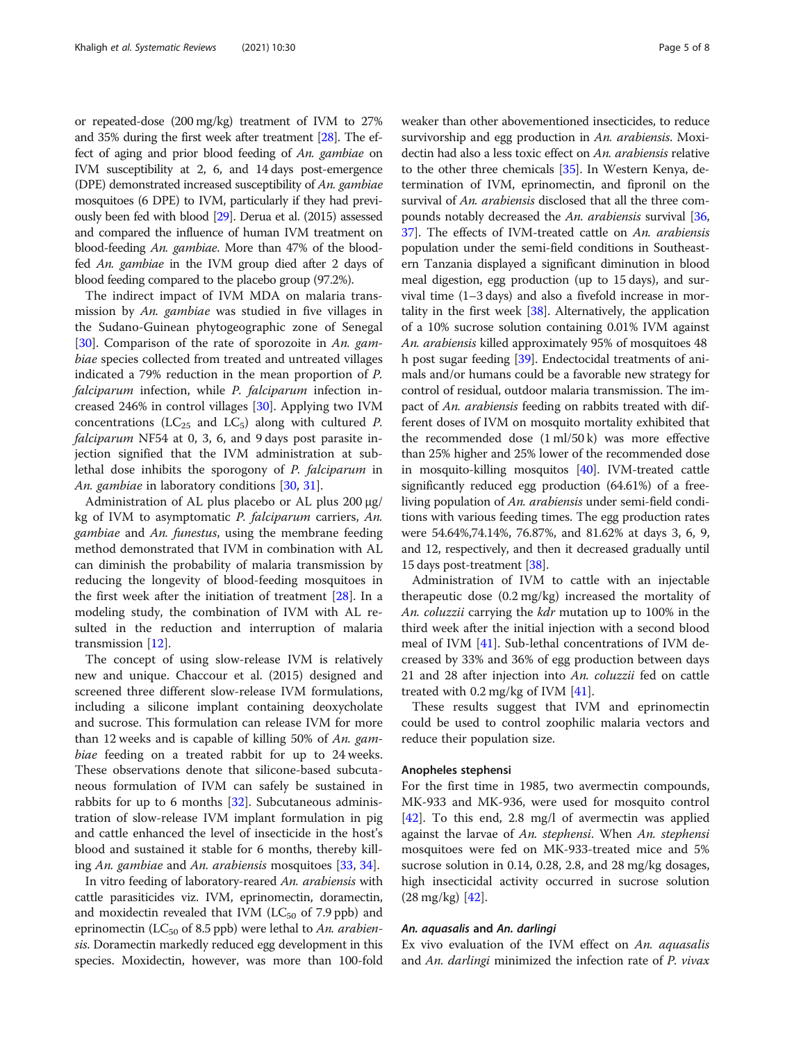or repeated-dose (200 mg/kg) treatment of IVM to 27% and 35% during the first week after treatment [28]. The effect of aging and prior blood feeding of *An. gambiae* on IVM susceptibility at 2, 6, and 14 days post-emergence (DPE) demonstrated increased susceptibility of *An. gambiae* mosquitoes (6 DPE) to IVM, particularly if they had previously been fed with blood [29]. Derua et al. (2015) assessed and compared the influence of human IVM treatment on blood-feeding *An. gambiae*. More than 47% of the blood-fed *An. gambiae* in the IVM group died after 2 days of blood feeding compared to the placebo group (97.2%).

The indirect impact of IVM MDA on malaria transmission by *An. gambiae* was studied in five villages in the Sudano-Guinean phytogeographic zone of Senegal [30]. Comparison of the rate of sporozoite in *An. gambiae* species collected from treated and untreated villages indicated a 79% reduction in the mean proportion of *P. falciparum* infection, while *P. falciparum* infection increased 246% in control villages [30]. Applying two IVM concentrations ($LC_{25}$ and $LC_5$) along with cultured *P. falciparum* NF54 at 0, 3, 6, and 9 days post parasite injection signified that the IVM administration at sub-lethal dose inhibits the sporogony of *P. falciparum* in *An. gambiae* in laboratory conditions [30, 31].

Administration of AL plus placebo or AL plus 200 μg/kg of IVM to asymptomatic *P. falciparum* carriers, *An. gambiae* and *An. funestus*, using the membrane feeding method demonstrated that IVM in combination with AL can diminish the probability of malaria transmission by reducing the longevity of blood-feeding mosquitoes in the first week after the initiation of treatment [28]. In a modeling study, the combination of IVM with AL resulted in the reduction and interruption of malaria transmission [12].

The concept of using slow-release IVM is relatively new and unique. Chaccour et al. (2015) designed and screened three different slow-release IVM formulations, including a silicone implant containing deoxycholate and sucrose. This formulation can release IVM for more than 12 weeks and is capable of killing 50% of *An. gambiae* feeding on a treated rabbit for up to 24 weeks. These observations denote that silicone-based subcutaneous formulation of IVM can safely be sustained in rabbits for up to 6 months [32]. Subcutaneous administration of slow-release IVM implant formulation in pig and cattle enhanced the level of insecticide in the host's blood and sustained it stable for 6 months, thereby killing *An. gambiae* and *An. arabiensis* mosquitoes [33, 34].

In vitro feeding of laboratory-reared *An. arabiensis* with cattle parasiticides viz. IVM, eprinomectin, doramectin, and moxidectin revealed that IVM ($LC_{50}$ of 7.9 ppb) and eprinomectin ($LC_{50}$ of 8.5 ppb) were lethal to *An. arabiensis*. Doramectin markedly reduced egg development in this species. Moxidectin, however, was more than 100-fold weaker than other abovementioned insecticides, to reduce survivorship and egg production in *An. arabiensis*. Moxidectin had also a less toxic effect on *An. arabiensis* relative to the other three chemicals [35]. In Western Kenya, determination of IVM, eprinomectin, and fipronil on the survival of *An. arabiensis* disclosed that all the three compounds notably decreased the *An. arabiensis* survival [36, 37]. The effects of IVM-treated cattle on *An. arabiensis* population under the semi-field conditions in Southeastern Tanzania displayed a significant diminution in blood meal digestion, egg production (up to 15 days), and survival time (1–3 days) and also a fivefold increase in mortality in the first week [38]. Alternatively, the application of a 10% sucrose solution containing 0.01% IVM against *An. arabiensis* killed approximately 95% of mosquitoes 48 h post sugar feeding [39]. Endectocidal treatments of animals and/or humans could be a favorable new strategy for control of residual, outdoor malaria transmission. The impact of *An. arabiensis* feeding on rabbits treated with different doses of IVM on mosquito mortality exhibited that the recommended dose (1 ml/50 k) was more effective than 25% higher and 25% lower of the recommended dose in mosquito-killing mosquitos [40]. IVM-treated cattle significantly reduced egg production (64.61%) of a free-living population of *An. arabiensis* under semi-field conditions with various feeding times. The egg production rates were 54.64%,74.14%, 76.87%, and 81.62% at days 3, 6, 9, and 12, respectively, and then it decreased gradually until 15 days post-treatment [38].

Administration of IVM to cattle with an injectable therapeutic dose (0.2 mg/kg) increased the mortality of *An. coluzzii* carrying the *kdr* mutation up to 100% in the third week after the initial injection with a second blood meal of IVM [41]. Sub-lethal concentrations of IVM decreased by 33% and 36% of egg production between days 21 and 28 after injection into *An. coluzzii* fed on cattle treated with 0.2 mg/kg of IVM [41].

These results suggest that IVM and eprinomectin could be used to control zoophilic malaria vectors and reduce their population size.

#### Anopheles stephensi

For the first time in 1985, two avermectin compounds, MK-933 and MK-936, were used for mosquito control [42]. To this end, 2.8 mg/l of avermectin was applied against the larvae of *An. stephensi*. When *An. stephensi* mosquitoes were fed on MK-933-treated mice and 5% sucrose solution in 0.14, 0.28, 2.8, and 28 mg/kg dosages, high insecticidal activity occurred in sucrose solution (28 mg/kg) [42].

#### *An. aquasalis* and *An. darlingi*

Ex vivo evaluation of the IVM effect on *An. aquasalis* and *An. darlingi* minimized the infection rate of *P. vivax*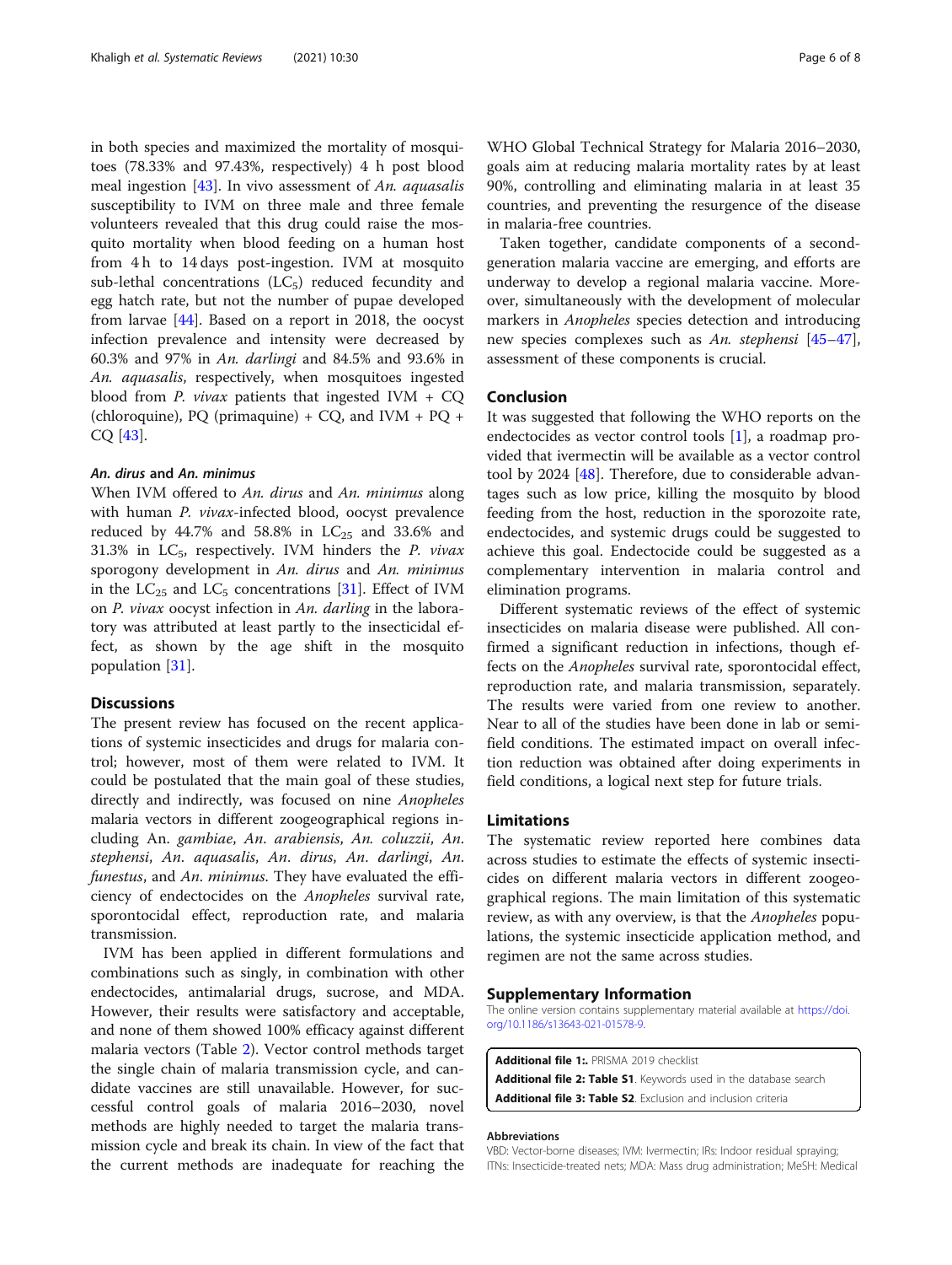in both species and maximized the mortality of mosquitoes (78.33% and 97.43%, respectively) 4 h post blood meal ingestion [43]. In vivo assessment of *An. aquasalis* susceptibility to IVM on three male and three female volunteers revealed that this drug could raise the mosquito mortality when blood feeding on a human host from 4 h to 14 days post-ingestion. IVM at mosquito sub-lethal concentrations ($LC_5$) reduced fecundity and egg hatch rate, but not the number of pupae developed from larvae [44]. Based on a report in 2018, the oocyst infection prevalence and intensity were decreased by 60.3% and 97% in *An. darlingi* and 84.5% and 93.6% in *An. aquasalis*, respectively, when mosquitoes ingested blood from *P. vivax* patients that ingested IVM + CQ (chloroquine), PQ (primaquine) + CQ, and IVM + PQ + CQ [43].

### *An. dirus* and *An. minimus*

When IVM offered to *An. dirus* and *An. minimus* along with human *P. vivax*-infected blood, oocyst prevalence reduced by 44.7% and 58.8% in $LC_{25}$ and 33.6% and 31.3% in $LC_5$, respectively. IVM hinders the *P. vivax* sporogony development in *An. dirus* and *An. minimus* in the $LC_{25}$ and $LC_5$ concentrations [31]. Effect of IVM on *P. vivax* oocyst infection in *An. darling* in the laboratory was attributed at least partly to the insecticidal effect, as shown by the age shift in the mosquito population [31].

## Discussions

The present review has focused on the recent applications of systemic insecticides and drugs for malaria control; however, most of them were related to IVM. It could be postulated that the main goal of these studies, directly and indirectly, was focused on nine *Anopheles* malaria vectors in different zoogeographical regions including An. *gambiae*, *An. arabiensis*, *An. coluzzii*, *An. stephensi*, *An. aquasalis*, *An. dirus*, *An. darlingi*, *An. funestus*, and *An. minimus*. They have evaluated the efficiency of endectocides on the *Anopheles* survival rate, sporontocidal effect, reproduction rate, and malaria transmission.

IVM has been applied in different formulations and combinations such as singly, in combination with other endectocides, antimalarial drugs, sucrose, and MDA. However, their results were satisfactory and acceptable, and none of them showed 100% efficacy against different malaria vectors (Table 2). Vector control methods target the single chain of malaria transmission cycle, and candidate vaccines are still unavailable. However, for successful control goals of malaria 2016–2030, novel methods are highly needed to target the malaria transmission cycle and break its chain. In view of the fact that the current methods are inadequate for reaching the WHO Global Technical Strategy for Malaria 2016–2030, goals aim at reducing malaria mortality rates by at least 90%, controlling and eliminating malaria in at least 35 countries, and preventing the resurgence of the disease in malaria-free countries.

Taken together, candidate components of a second-generation malaria vaccine are emerging, and efforts are underway to develop a regional malaria vaccine. Moreover, simultaneously with the development of molecular markers in *Anopheles* species detection and introducing new species complexes such as *An. stephensi* [45–47], assessment of these components is crucial.

## Conclusion

It was suggested that following the WHO reports on the endectocides as vector control tools [1], a roadmap provided that ivermectin will be available as a vector control tool by 2024 [48]. Therefore, due to considerable advantages such as low price, killing the mosquito by blood feeding from the host, reduction in the sporozoite rate, endectocides, and systemic drugs could be suggested to achieve this goal. Endectocide could be suggested as a complementary intervention in malaria control and elimination programs.

Different systematic reviews of the effect of systemic insecticides on malaria disease were published. All confirmed a significant reduction in infections, though effects on the *Anopheles* survival rate, sporontocidal effect, reproduction rate, and malaria transmission, separately. The results were varied from one review to another. Near to all of the studies have been done in lab or semi-field conditions. The estimated impact on overall infection reduction was obtained after doing experiments in field conditions, a logical next step for future trials.

## Limitations

The systematic review reported here combines data across studies to estimate the effects of systemic insecticides on different malaria vectors in different zoogeographical regions. The main limitation of this systematic review, as with any overview, is that the *Anopheles* populations, the systemic insecticide application method, and regimen are not the same across studies.

## Supplementary Information

The online version contains supplementary material available at https://doi.org/10.1186/s13643-021-01578-9.

**Additional file 1:.** PRISMA 2019 checklist
**Additional file 2: Table S1**. Keywords used in the database search
**Additional file 3: Table S2**. Exclusion and inclusion criteria

### Abbreviations

VBD: Vector-borne diseases; IVM: Ivermectin; IRs: Indoor residual spraying; ITNs: Insecticide-treated nets; MDA: Mass drug administration; MeSH: Medical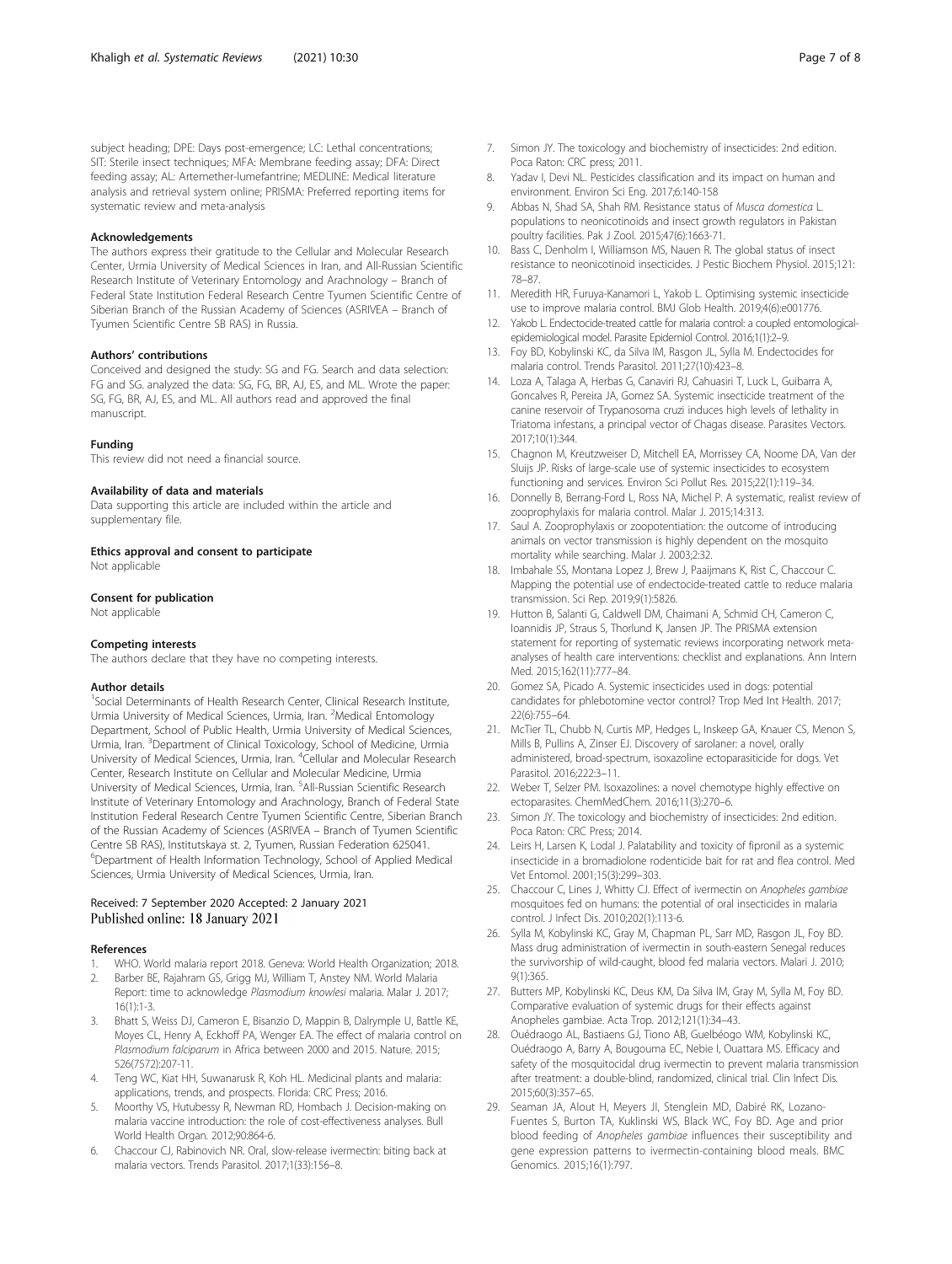subject heading; DPE: Days post-emergence; LC: Lethal concentrations; SIT: Sterile insect techniques; MFA: Membrane feeding assay; DFA: Direct feeding assay; AL: Artemether-lumefantrine; MEDLINE: Medical literature analysis and retrieval system online; PRISMA: Preferred reporting items for systematic review and meta-analysis

### Acknowledgements

The authors express their gratitude to the Cellular and Molecular Research Center, Urmia University of Medical Sciences in Iran, and All-Russian Scientific Research Institute of Veterinary Entomology and Arachnology – Branch of Federal State Institution Federal Research Centre Tyumen Scientific Centre of Siberian Branch of the Russian Academy of Sciences (ASRIVEA – Branch of Tyumen Scientific Centre SB RAS) in Russia.

### Authors' contributions

Conceived and designed the study: SG and FG. Search and data selection: FG and SG. analyzed the data: SG, FG, BR, AJ, ES, and ML. Wrote the paper: SG, FG, BR, AJ, ES, and ML. All authors read and approved the final manuscript.

### Funding

This review did not need a financial source.

### Availability of data and materials

Data supporting this article are included within the article and supplementary file.

### Ethics approval and consent to participate

Not applicable

### Consent for publication

Not applicable

### Competing interests

The authors declare that they have no competing interests.

### Author details

[1]Social Determinants of Health Research Center, Clinical Research Institute, Urmia University of Medical Sciences, Urmia, Iran. [2]Medical Entomology Department, School of Public Health, Urmia University of Medical Sciences, Urmia, Iran. [3]Department of Clinical Toxicology, School of Medicine, Urmia University of Medical Sciences, Urmia, Iran. [4]Cellular and Molecular Research Center, Research Institute on Cellular and Molecular Medicine, Urmia University of Medical Sciences, Urmia, Iran. [5]All-Russian Scientific Research Institute of Veterinary Entomology and Arachnology, Branch of Federal State Institution Federal Research Centre Tyumen Scientific Centre, Siberian Branch of the Russian Academy of Sciences (ASRIVEA – Branch of Tyumen Scientific Centre SB RAS), Institutskaya st. 2, Tyumen, Russian Federation 625041. [6]Department of Health Information Technology, School of Applied Medical Sciences, Urmia University of Medical Sciences, Urmia, Iran.

Received: 7 September 2020 Accepted: 2 January 2021
Published online: 18 January 2021

### References

1. WHO. World malaria report 2018. Geneva: World Health Organization; 2018.
2. Barber BE, Rajahram GS, Grigg MJ, William T, Anstey NM. World Malaria Report: time to acknowledge *Plasmodium knowlesi* malaria. Malar J. 2017; 16(1):1-3.
3. Bhatt S, Weiss DJ, Cameron E, Bisanzio D, Mappin B, Dalrymple U, Battle KE, Moyes CL, Henry A, Eckhoff PA, Wenger EA. The effect of malaria control on *Plasmodium falciparum* in Africa between 2000 and 2015. Nature. 2015; 526(7572):207-11.
4. Teng WC, Kiat HH, Suwanarusk R, Koh HL. Medicinal plants and malaria: applications, trends, and prospects. Florida: CRC Press; 2016.
5. Moorthy VS, Hutubessy R, Newman RD, Hombach J. Decision-making on malaria vaccine introduction: the role of cost-effectiveness analyses. Bull World Health Organ. 2012;90:864-6.
6. Chaccour CJ, Rabinovich NR. Oral, slow-release ivermectin: biting back at malaria vectors. Trends Parasitol. 2017;1(33):156–8.
7. Simon JY. The toxicology and biochemistry of insecticides: 2nd edition. Poca Raton: CRC press; 2011.
8. Yadav I, Devi NL. Pesticides classification and its impact on human and environment. Environ Sci Eng. 2017;6:140-158
9. Abbas N, Shad SA, Shah RM. Resistance status of *Musca domestica* L. populations to neonicotinoids and insect growth regulators in Pakistan poultry facilities. Pak J Zool. 2015;47(6):1663-71.
10. Bass C, Denholm I, Williamson MS, Nauen R. The global status of insect resistance to neonicotinoid insecticides. J Pestic Biochem Physiol. 2015;121: 78–87.
11. Meredith HR, Furuya-Kanamori L, Yakob L. Optimising systemic insecticide use to improve malaria control. BMJ Glob Health. 2019;4(6):e001776.
12. Yakob L. Endectocide-treated cattle for malaria control: a coupled entomological-epidemiological model. Parasite Epidemiol Control. 2016;1(1):2–9.
13. Foy BD, Kobylinski KC, da Silva IM, Rasgon JL, Sylla M. Endectocides for malaria control. Trends Parasitol. 2011;27(10):423–8.
14. Loza A, Talaga A, Herbas G, Canaviri RJ, Cahuasiri T, Luck L, Guibarra A, Goncalves R, Pereira JA, Gomez SA. Systemic insecticide treatment of the canine reservoir of Trypanosoma cruzi induces high levels of lethality in Triatoma infestans, a principal vector of Chagas disease. Parasites Vectors. 2017;10(1):344.
15. Chagnon M, Kreutzweiser D, Mitchell EA, Morrissey CA, Noome DA, Van der Sluijs JP. Risks of large-scale use of systemic insecticides to ecosystem functioning and services. Environ Sci Pollut Res. 2015;22(1):119–34.
16. Donnelly B, Berrang-Ford L, Ross NA, Michel P. A systematic, realist review of zooprophylaxis for malaria control. Malar J. 2015;14:313.
17. Saul A. Zooprophylaxis or zoopotentiation: the outcome of introducing animals on vector transmission is highly dependent on the mosquito mortality while searching. Malar J. 2003;2:32.
18. Imbahale SS, Montana Lopez J, Brew J, Paaijmans K, Rist C, Chaccour C. Mapping the potential use of endectocide-treated cattle to reduce malaria transmission. Sci Rep. 2019;9(1):5826.
19. Hutton B, Salanti G, Caldwell DM, Chaimani A, Schmid CH, Cameron C, Ioannidis JP, Straus S, Thorlund K, Jansen JP. The PRISMA extension statement for reporting of systematic reviews incorporating network meta-analyses of health care interventions: checklist and explanations. Ann Intern Med. 2015;162(11):777–84.
20. Gomez SA, Picado A. Systemic insecticides used in dogs: potential candidates for phlebotomine vector control? Trop Med Int Health. 2017; 22(6):755–64.
21. McTier TL, Chubb N, Curtis MP, Hedges L, Inskeep GA, Knauer CS, Menon S, Mills B, Pullins A, Zinser EJ. Discovery of sarolaner: a novel, orally administered, broad-spectrum, isoxazoline ectoparasiticide for dogs. Vet Parasitol. 2016;222:3–11.
22. Weber T, Selzer PM. Isoxazolines: a novel chemotype highly effective on ectoparasites. ChemMedChem. 2016;11(3):270–6.
23. Simon JY. The toxicology and biochemistry of insecticides: 2nd edition. Poca Raton: CRC Press; 2014.
24. Leirs H, Larsen K, Lodal J. Palatability and toxicity of fipronil as a systemic insecticide in a bromadiolone rodenticide bait for rat and flea control. Med Vet Entomol. 2001;15(3):299–303.
25. Chaccour C, Lines J, Whitty CJ. Effect of ivermectin on *Anopheles gambiae* mosquitoes fed on humans: the potential of oral insecticides in malaria control. J Infect Dis. 2010;202(1):113-6.
26. Sylla M, Kobylinski KC, Gray M, Chapman PL, Sarr MD, Rasgon JL, Foy BD. Mass drug administration of ivermectin in south-eastern Senegal reduces the survivorship of wild-caught, blood fed malaria vectors. Malari J. 2010; 9(1):365.
27. Butters MP, Kobylinski KC, Deus KM, Da Silva IM, Gray M, Sylla M, Foy BD. Comparative evaluation of systemic drugs for their effects against Anopheles gambiae. Acta Trop. 2012;121(1):34–43.
28. Ouédraogo AL, Bastiaens GJ, Tiono AB, Guelbéogo WM, Kobylinski KC, Ouédraogo A, Barry A, Bougouma EC, Nebie I, Ouattara MS. Efficacy and safety of the mosquitocidal drug ivermectin to prevent malaria transmission after treatment: a double-blind, randomized, clinical trial. Clin Infect Dis. 2015;60(3):357–65.
29. Seaman JA, Alout H, Meyers JI, Stenglein MD, Dabiré RK, Lozano-Fuentes S, Burton TA, Kuklinski WS, Black WC, Foy BD. Age and prior blood feeding of *Anopheles gambiae* influences their susceptibility and gene expression patterns to ivermectin-containing blood meals. BMC Genomics. 2015;16(1):797.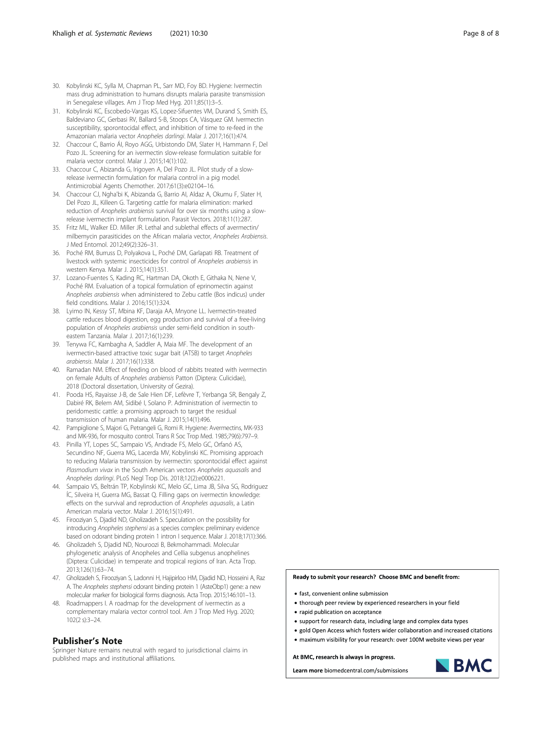30. Kobylinski KC, Sylla M, Chapman PL, Sarr MD, Foy BD. Hygiene: Ivermectin mass drug administration to humans disrupts malaria parasite transmission in Senegalese villages. Am J Trop Med Hyg. 2011;85(1):3–5.
31. Kobylinski KC, Escobedo-Vargas KS, Lopez-Sifuentes VM, Durand S, Smith ES, Baldeviano GC, Gerbasi RV, Ballard S-B, Stoops CA, Vásquez GM. Ivermectin susceptibility, sporontocidal effect, and inhibition of time to re-feed in the Amazonian malaria vector *Anopheles darlingi*. Malar J. 2017;16(1):474.
32. Chaccour C, Barrio ÁI, Royo AGG, Urbistondo DM, Slater H, Hammann F, Del Pozo JL. Screening for an ivermectin slow-release formulation suitable for malaria vector control. Malar J. 2015;14(1):102.
33. Chaccour C, Abizanda G, Irigoyen A, Del Pozo JL. Pilot study of a slow-release ivermectin formulation for malaria control in a pig model. Antimicrobial Agents Chemother. 2017;61(3):e02104–16.
34. Chaccour CJ, Ngha'bi K, Abizanda G, Barrio AI, Aldaz A, Okumu F, Slater H, Del Pozo JL, Killeen G. Targeting cattle for malaria elimination: marked reduction of *Anopheles arabiensis* survival for over six months using a slow-release ivermectin implant formulation. Parasit Vectors. 2018;11(1):287.
35. Fritz ML, Walker ED. Miller JR. Lethal and sublethal effects of avermectin/milbemycin parasiticides on the African malaria vector, *Anopheles Arabiensis*. J Med Entomol. 2012;49(2):326–31.
36. Poché RM, Burruss D, Polyakova L, Poché DM, Garlapati RB. Treatment of livestock with systemic insecticides for control of *Anopheles arabiensis* in western Kenya. Malar J. 2015;14(1):351.
37. Lozano-Fuentes S, Kading RC, Hartman DA, Okoth E, Githaka N, Nene V, Poché RM. Evaluation of a topical formulation of eprinomectin against *Anopheles arabiensis* when administered to Zebu cattle (Bos indicus) under field conditions. Malar J. 2016;15(1):324.
38. Lyimo IN, Kessy ST, Mbina KF, Daraja AA, Mnyone LL. Ivermectin-treated cattle reduces blood digestion, egg production and survival of a free-living population of *Anopheles arabiensis* under semi-field condition in south-eastern Tanzania. Malar J. 2017;16(1):239.
39. Tenywa FC, Kambagha A, Saddler A, Maia MF. The development of an ivermectin-based attractive toxic sugar bait (ATSB) to target *Anopheles arabiensis*. Malar J. 2017;16(1):338.
40. Ramadan NM. Effect of feeding on blood of rabbits treated with ivermectin on female Adults of *Anopheles arabiensis* Patton (Diptera: Culicidae), 2018 (Doctoral dissertation, University of Gezira).
41. Pooda HS, Rayaisse J-B, de Sale Hien DF, Lefèvre T, Yerbanga SR, Bengaly Z, Dabiré RK, Belem AM, Sidibé I, Solano P. Administration of ivermectin to peridomestic cattle: a promising approach to target the residual transmission of human malaria. Malar J. 2015;14(1):496.
42. Pampiglione S, Majori G, Petrangeli G, Romi R. Hygiene: Avermectins, MK-933 and MK-936, for mosquito control. Trans R Soc Trop Med. 1985;79(6):797–9.
43. Pinilla YT, Lopes SC, Sampaio VS, Andrade FS, Melo GC, Orfanó AS, Secundino NF, Guerra MG, Lacerda MV, Kobylinski KC. Promising approach to reducing Malaria transmission by ivermectin: sporontocidal effect against *Plasmodium vivax* in the South American vectors *Anopheles aquasalis* and *Anopheles darlingi*. PLoS Negl Trop Dis. 2018;12(2):e0006221.
44. Sampaio VS, Beltrán TP, Kobylinski KC, Melo GC, Lima JB, Silva SG, Rodriguez ÍC, Silveira H, Guerra MG, Bassat Q. Filling gaps on ivermectin knowledge: effects on the survival and reproduction of *Anopheles aquasalis*, a Latin American malaria vector. Malar J. 2016;15(1):491.
45. Firooziyan S, Djadid ND, Gholizadeh S. Speculation on the possibility for introducing *Anopheles stephensi* as a species complex: preliminary evidence based on odorant binding protein 1 intron I sequence. Malar J. 2018;17(1):366.
46. Gholizadeh S, Djadid ND, Nouroozi B, Bekmohammadi. Molecular phylogenetic analysis of Anopheles and Cellia subgenus anophelines (Diptera: Culicidae) in temperate and tropical regions of Iran. Acta Trop. 2013;126(1):63–74.
47. Gholizadeh S, Firooziyan S, Ladonni H, Hajipirloo HM, Djadid ND, Hosseini A, Raz A. The *Anopheles stephensi* odorant binding protein 1 (AsteObp1) gene: a new molecular marker for biological forms diagnosis. Acta Trop. 2015;146:101–13.
48. Roadmappers I. A roadmap for the development of ivermectin as a complementary malaria vector control tool. Am J Trop Med Hyg. 2020; 102(2 s):3–24.

## Publisher's Note

Springer Nature remains neutral with regard to jurisdictional claims in published maps and institutional affiliations.

**Ready to submit your research? Choose BMC and benefit from:**

- fast, convenient online submission
- thorough peer review by experienced researchers in your field
- rapid publication on acceptance
- support for research data, including large and complex data types
- gold Open Access which fosters wider collaboration and increased citations
- maximum visibility for your research: over 100M website views per year

**At BMC, research is always in progress.**

**Learn more** biomedcentral.com/submissions